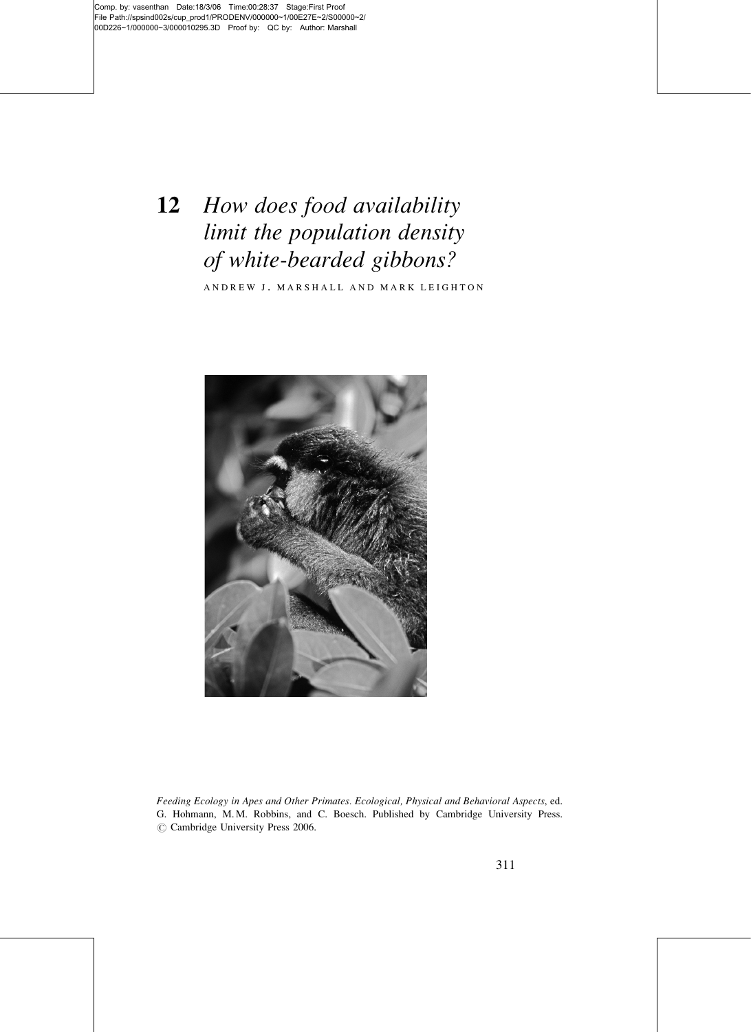# 12 *How does food availability limit the population density of white-bearded gibbons?*

ANDREW J. MARSHALL AND MARK LEIGHTON

*Feeding Ecology in Apes and Other Primates. Ecological, Physical and Behavioral Aspects*, ed. G. Hohmann, M.M. Robbins, and C. Boesch. Published by Cambridge University Press. © Cambridge University Press 2006.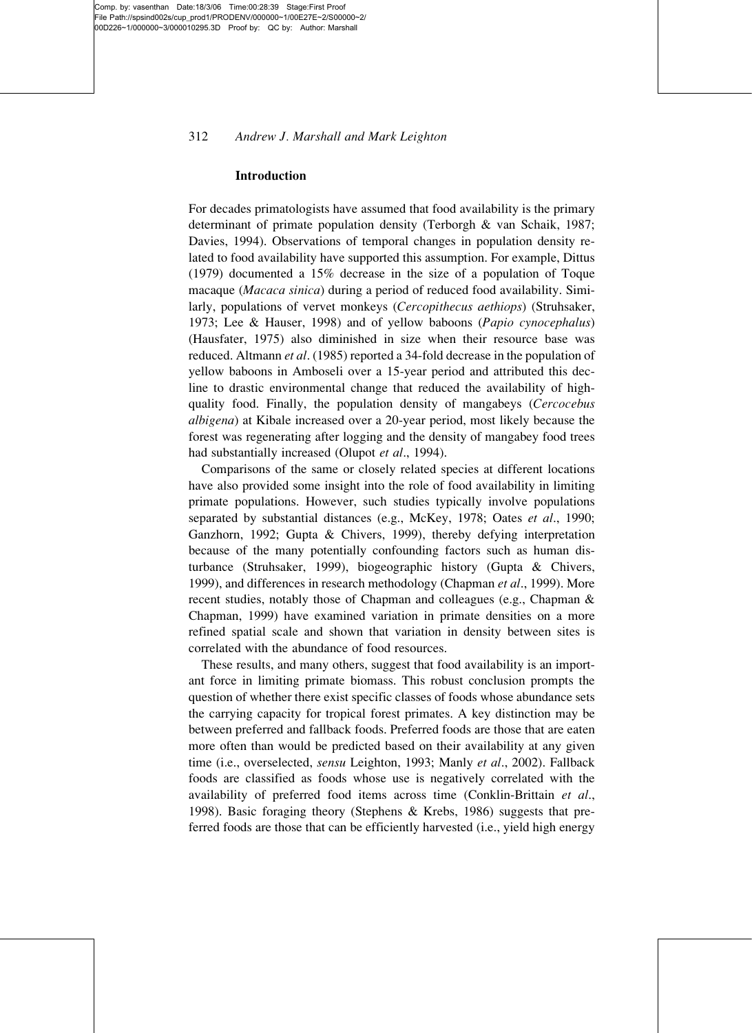## Introduction

For decades primatologists have assumed that food availability is the primary determinant of primate population density (Terborgh & van Schaik, 1987; Davies, 1994). Observations of temporal changes in population density related to food availability have supported this assumption. For example, Dittus (1979) documented a 15% decrease in the size of a population of Toque macaque (*Macaca sinica*) during a period of reduced food availability. Similarly, populations of vervet monkeys (*Cercopithecus aethiops*) (Struhsaker, 1973; Lee & Hauser, 1998) and of yellow baboons (*Papio cynocephalus*) (Hausfater, 1975) also diminished in size when their resource base was reduced. Altmann *et al*. (1985) reported a 34-fold decrease in the population of yellow baboons in Amboseli over a 15-year period and attributed this decline to drastic environmental change that reduced the availability of high-quality food. Finally, the population density of mangabeys (*Cercocebus albigena*) at Kibale increased over a 20-year period, most likely because the forest was regenerating after logging and the density of mangabey food trees had substantially increased (Olupot *et al*., 1994).

Comparisons of the same or closely related species at different locations have also provided some insight into the role of food availability in limiting primate populations. However, such studies typically involve populations separated by substantial distances (e.g., McKey, 1978; Oates *et al*., 1990; Ganzhorn, 1992; Gupta & Chivers, 1999), thereby defying interpretation because of the many potentially confounding factors such as human disturbance (Struhsaker, 1999), biogeographic history (Gupta & Chivers, 1999), and differences in research methodology (Chapman *et al*., 1999). More recent studies, notably those of Chapman and colleagues (e.g., Chapman & Chapman, 1999) have examined variation in primate densities on a more refined spatial scale and shown that variation in density between sites is correlated with the abundance of food resources.

These results, and many others, suggest that food availability is an important force in limiting primate biomass. This robust conclusion prompts the question of whether there exist specific classes of foods whose abundance sets the carrying capacity for tropical forest primates. A key distinction may be between preferred and fallback foods. Preferred foods are those that are eaten more often than would be predicted based on their availability at any given time (i.e., overselected, *sensu* Leighton, 1993; Manly *et al*., 2002). Fallback foods are classified as foods whose use is negatively correlated with the availability of preferred food items across time (Conklin-Brittain *et al*., 1998). Basic foraging theory (Stephens & Krebs, 1986) suggests that preferred foods are those that can be efficiently harvested (i.e., yield high energy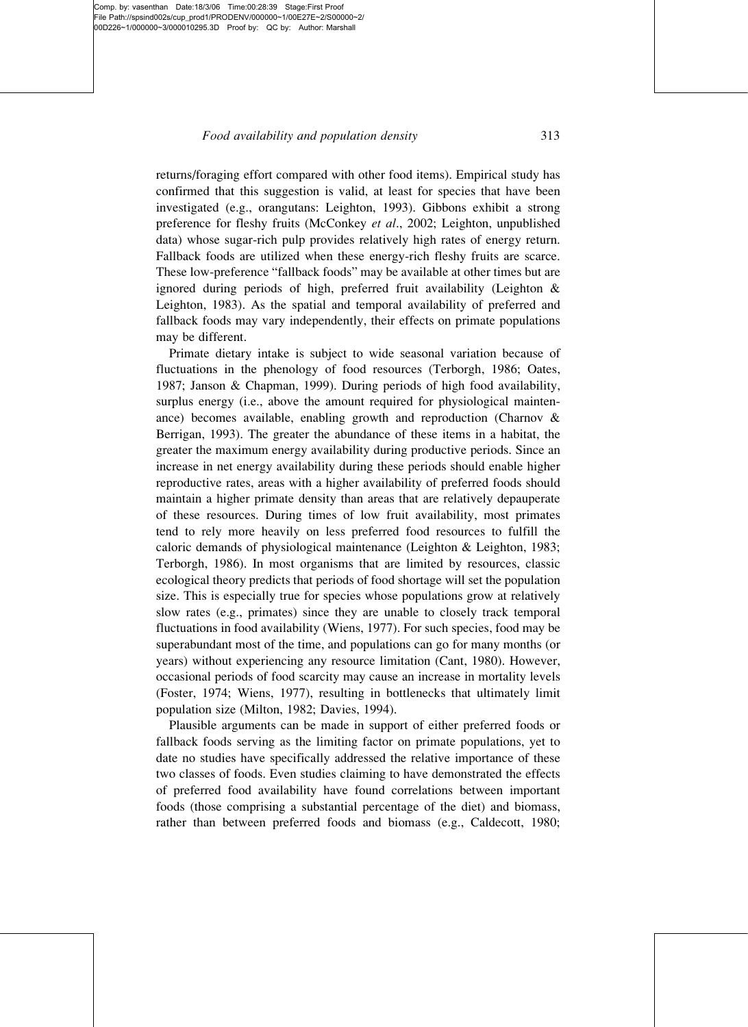returns/foraging effort compared with other food items). Empirical study has confirmed that this suggestion is valid, at least for species that have been investigated (e.g., orangutans: Leighton, 1993). Gibbons exhibit a strong preference for fleshy fruits (McConkey *et al*., 2002; Leighton, unpublished data) whose sugar-rich pulp provides relatively high rates of energy return. Fallback foods are utilized when these energy-rich fleshy fruits are scarce. These low-preference "fallback foods" may be available at other times but are ignored during periods of high, preferred fruit availability (Leighton & Leighton, 1983). As the spatial and temporal availability of preferred and fallback foods may vary independently, their effects on primate populations may be different.

Primate dietary intake is subject to wide seasonal variation because of fluctuations in the phenology of food resources (Terborgh, 1986; Oates, 1987; Janson & Chapman, 1999). During periods of high food availability, surplus energy (i.e., above the amount required for physiological maintenance) becomes available, enabling growth and reproduction (Charnov & Berrigan, 1993). The greater the abundance of these items in a habitat, the greater the maximum energy availability during productive periods. Since an increase in net energy availability during these periods should enable higher reproductive rates, areas with a higher availability of preferred foods should maintain a higher primate density than areas that are relatively depauperate of these resources. During times of low fruit availability, most primates tend to rely more heavily on less preferred food resources to fulfill the caloric demands of physiological maintenance (Leighton & Leighton, 1983; Terborgh, 1986). In most organisms that are limited by resources, classic ecological theory predicts that periods of food shortage will set the population size. This is especially true for species whose populations grow at relatively slow rates (e.g., primates) since they are unable to closely track temporal fluctuations in food availability (Wiens, 1977). For such species, food may be superabundant most of the time, and populations can go for many months (or years) without experiencing any resource limitation (Cant, 1980). However, occasional periods of food scarcity may cause an increase in mortality levels (Foster, 1974; Wiens, 1977), resulting in bottlenecks that ultimately limit population size (Milton, 1982; Davies, 1994).

Plausible arguments can be made in support of either preferred foods or fallback foods serving as the limiting factor on primate populations, yet to date no studies have specifically addressed the relative importance of these two classes of foods. Even studies claiming to have demonstrated the effects of preferred food availability have found correlations between important foods (those comprising a substantial percentage of the diet) and biomass, rather than between preferred foods and biomass (e.g., Caldecott, 1980;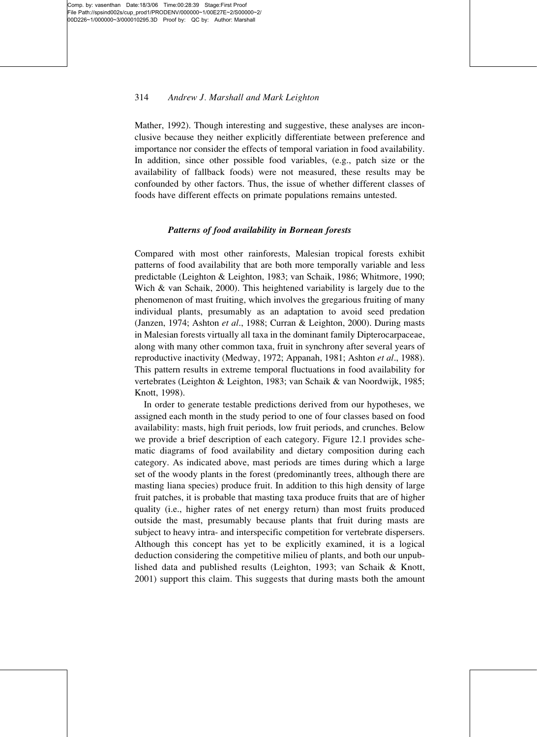Mather, 1992). Though interesting and suggestive, these analyses are inconclusive because they neither explicitly differentiate between preference and importance nor consider the effects of temporal variation in food availability. In addition, since other possible food variables, (e.g., patch size or the availability of fallback foods) were not measured, these results may be confounded by other factors. Thus, the issue of whether different classes of foods have different effects on primate populations remains untested.

### *Patterns of food availability in Bornean forests*

Compared with most other rainforests, Malesian tropical forests exhibit patterns of food availability that are both more temporally variable and less predictable (Leighton & Leighton, 1983; van Schaik, 1986; Whitmore, 1990; Wich & van Schaik, 2000). This heightened variability is largely due to the phenomenon of mast fruiting, which involves the gregarious fruiting of many individual plants, presumably as an adaptation to avoid seed predation (Janzen, 1974; Ashton *et al*., 1988; Curran & Leighton, 2000). During masts in Malesian forests virtually all taxa in the dominant family Dipterocarpaceae, along with many other common taxa, fruit in synchrony after several years of reproductive inactivity (Medway, 1972; Appanah, 1981; Ashton *et al*., 1988). This pattern results in extreme temporal fluctuations in food availability for vertebrates (Leighton & Leighton, 1983; van Schaik & van Noordwijk, 1985; Knott, 1998).

In order to generate testable predictions derived from our hypotheses, we assigned each month in the study period to one of four classes based on food availability: masts, high fruit periods, low fruit periods, and crunches. Below we provide a brief description of each category. Figure 12.1 provides schematic diagrams of food availability and dietary composition during each category. As indicated above, mast periods are times during which a large set of the woody plants in the forest (predominantly trees, although there are masting liana species) produce fruit. In addition to this high density of large fruit patches, it is probable that masting taxa produce fruits that are of higher quality (i.e., higher rates of net energy return) than most fruits produced outside the mast, presumably because plants that fruit during masts are subject to heavy intra- and interspecific competition for vertebrate dispersers. Although this concept has yet to be explicitly examined, it is a logical deduction considering the competitive milieu of plants, and both our unpublished data and published results (Leighton, 1993; van Schaik & Knott, 2001) support this claim. This suggests that during masts both the amount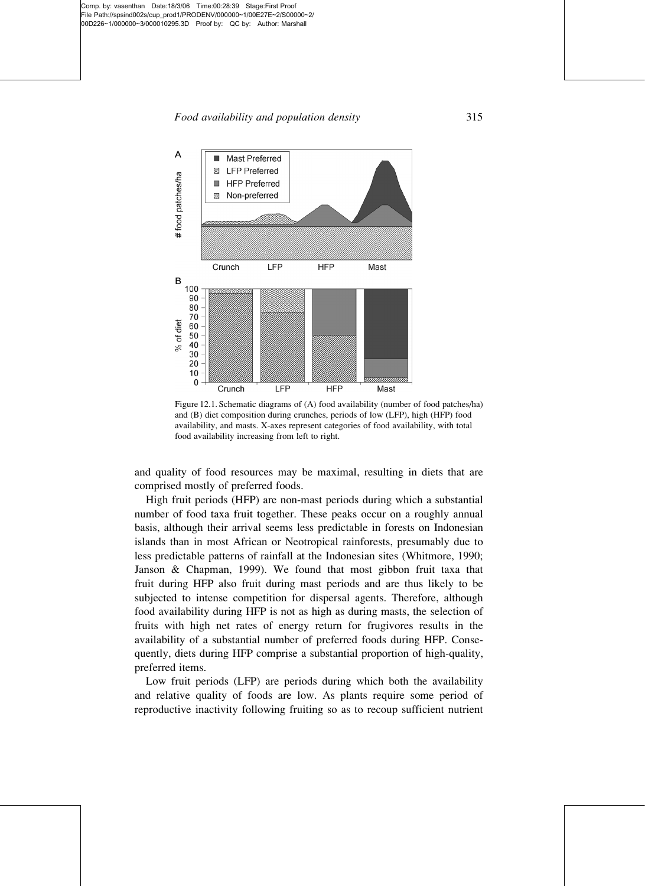Figure 12.1. Schematic diagrams of (A) food availability (number of food patches/ha) and (B) diet composition during crunches, periods of low (LFP), high (HFP) food availability, and masts. X-axes represent categories of food availability, with total food availability increasing from left to right.

and quality of food resources may be maximal, resulting in diets that are comprised mostly of preferred foods.

High fruit periods (HFP) are non-mast periods during which a substantial number of food taxa fruit together. These peaks occur on a roughly annual basis, although their arrival seems less predictable in forests on Indonesian islands than in most African or Neotropical rainforests, presumably due to less predictable patterns of rainfall at the Indonesian sites (Whitmore, 1990; Janson & Chapman, 1999). We found that most gibbon fruit taxa that fruit during HFP also fruit during mast periods and are thus likely to be subjected to intense competition for dispersal agents. Therefore, although food availability during HFP is not as high as during masts, the selection of fruits with high net rates of energy return for frugivores results in the availability of a substantial number of preferred foods during HFP. Consequently, diets during HFP comprise a substantial proportion of high-quality, preferred items.

Low fruit periods (LFP) are periods during which both the availability and relative quality of foods are low. As plants require some period of reproductive inactivity following fruiting so as to recoup sufficient nutrient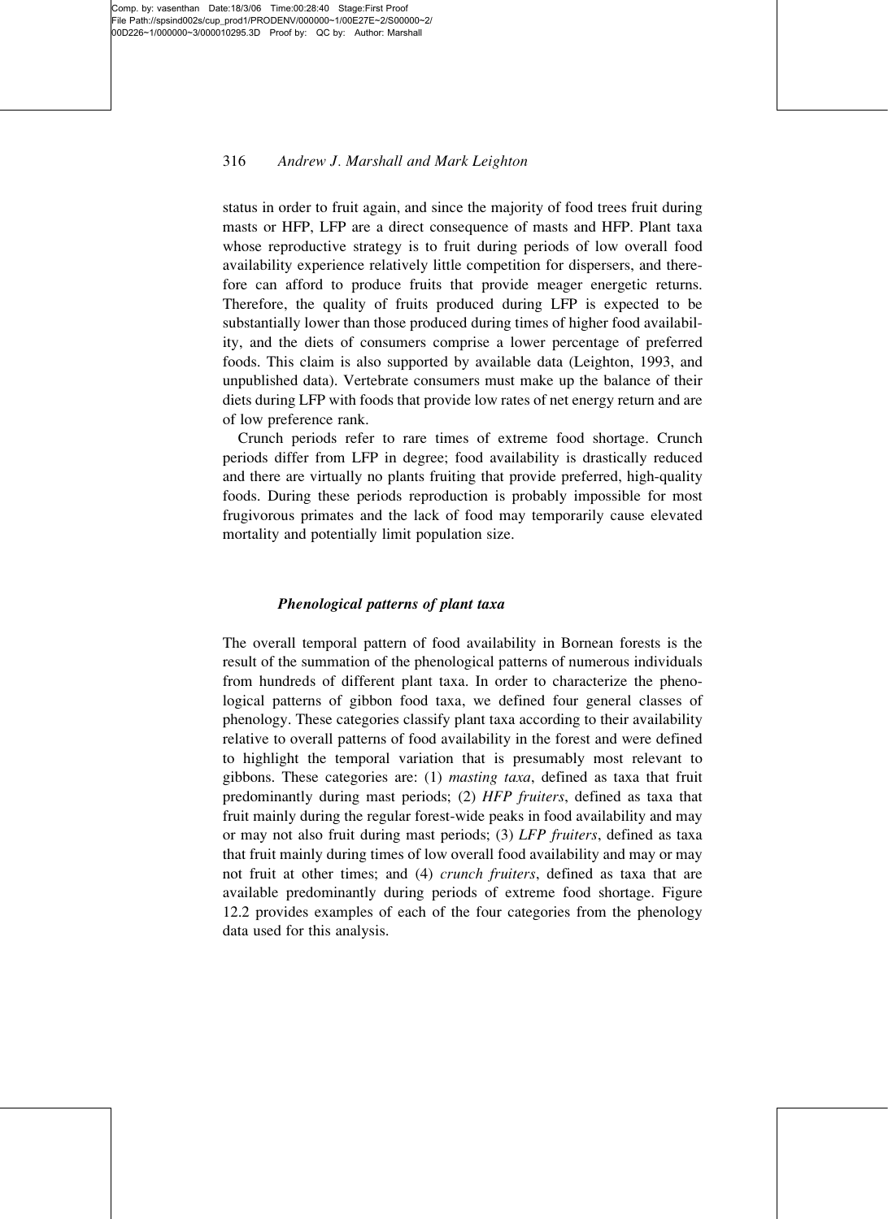status in order to fruit again, and since the majority of food trees fruit during masts or HFP, LFP are a direct consequence of masts and HFP. Plant taxa whose reproductive strategy is to fruit during periods of low overall food availability experience relatively little competition for dispersers, and therefore can afford to produce fruits that provide meager energetic returns. Therefore, the quality of fruits produced during LFP is expected to be substantially lower than those produced during times of higher food availability, and the diets of consumers comprise a lower percentage of preferred foods. This claim is also supported by available data (Leighton, 1993, and unpublished data). Vertebrate consumers must make up the balance of their diets during LFP with foods that provide low rates of net energy return and are of low preference rank.

Crunch periods refer to rare times of extreme food shortage. Crunch periods differ from LFP in degree; food availability is drastically reduced and there are virtually no plants fruiting that provide preferred, high-quality foods. During these periods reproduction is probably impossible for most frugivorous primates and the lack of food may temporarily cause elevated mortality and potentially limit population size.

### *Phenological patterns of plant taxa*

The overall temporal pattern of food availability in Bornean forests is the result of the summation of the phenological patterns of numerous individuals from hundreds of different plant taxa. In order to characterize the phenological patterns of gibbon food taxa, we defined four general classes of phenology. These categories classify plant taxa according to their availability relative to overall patterns of food availability in the forest and were defined to highlight the temporal variation that is presumably most relevant to gibbons. These categories are: (1) *masting taxa*, defined as taxa that fruit predominantly during mast periods; (2) *HFP fruiters*, defined as taxa that fruit mainly during the regular forest-wide peaks in food availability and may or may not also fruit during mast periods; (3) *LFP fruiters*, defined as taxa that fruit mainly during times of low overall food availability and may or may not fruit at other times; and (4) *crunch fruiters*, defined as taxa that are available predominantly during periods of extreme food shortage. Figure 12.2 provides examples of each of the four categories from the phenology data used for this analysis.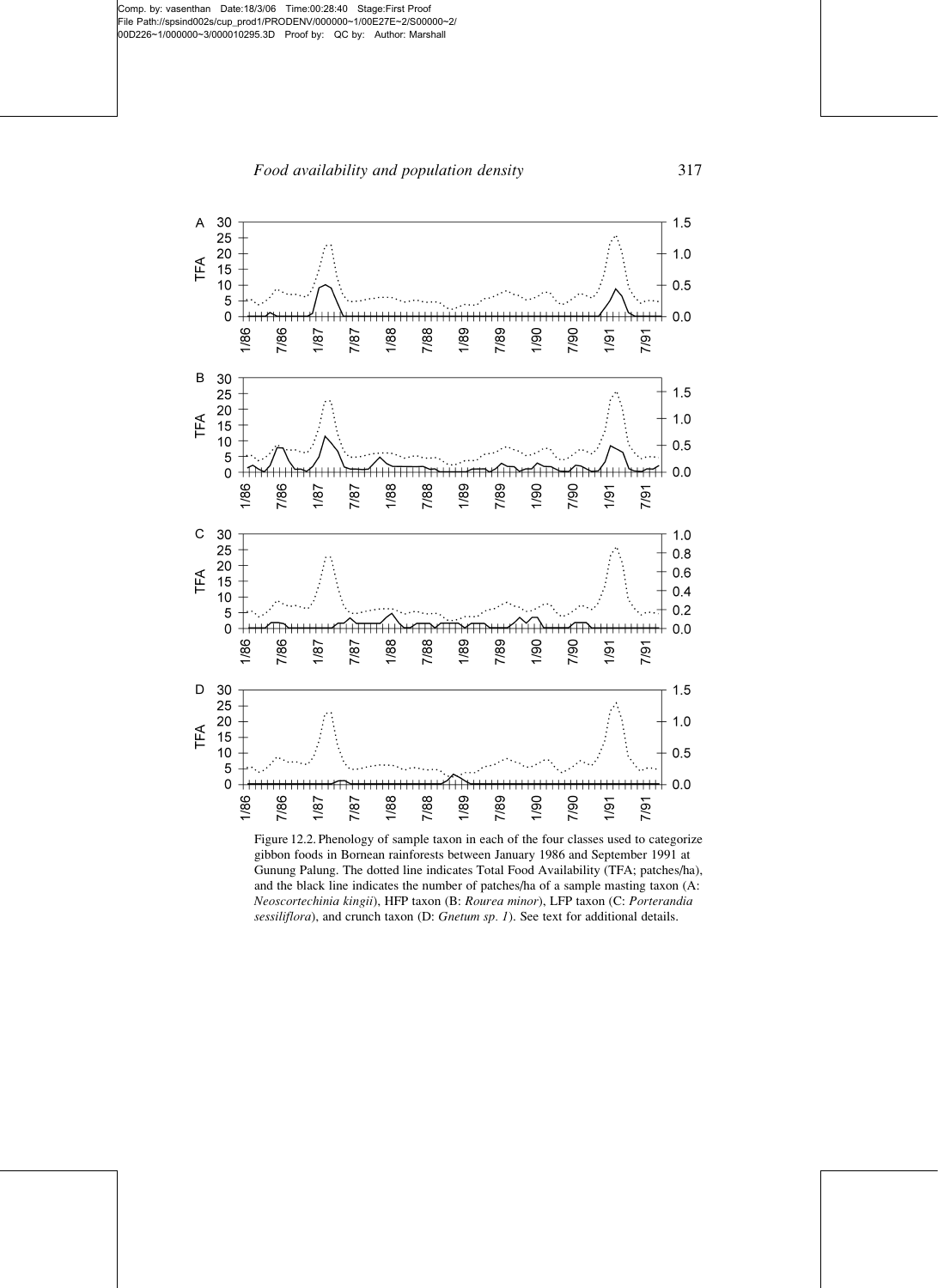Figure 12.2. Phenology of sample taxon in each of the four classes used to categorize gibbon foods in Bornean rainforests between January 1986 and September 1991 at Gunung Palung. The dotted line indicates Total Food Availability (TFA; patches/ha), and the black line indicates the number of patches/ha of a sample masting taxon (A: *Neoscortechinia kingii*), HFP taxon (B: *Rourea minor*), LFP taxon (C: *Porterandia sessiliflora*), and crunch taxon (D: *Gnetum sp. 1*). See text for additional details.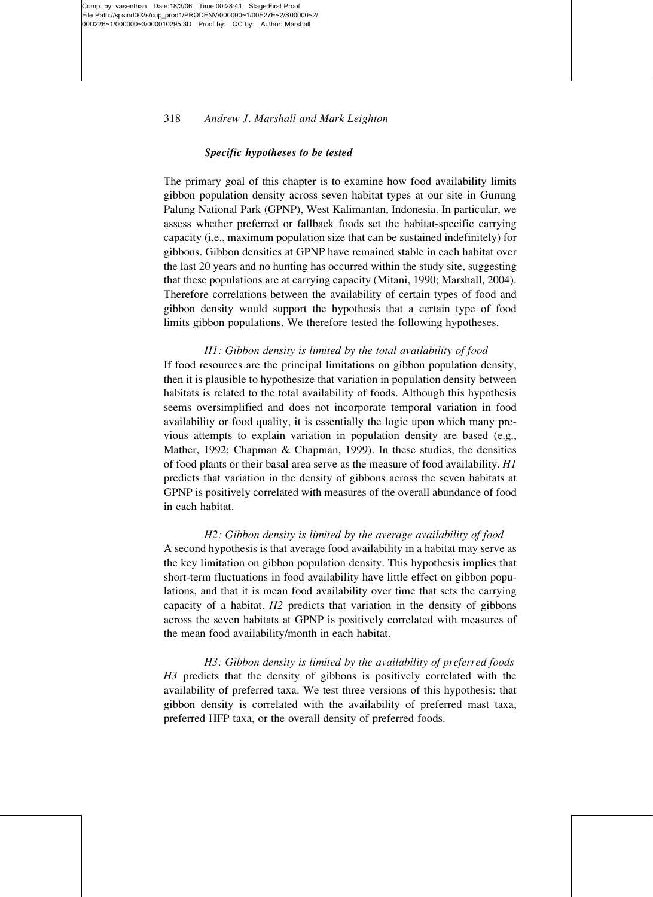### *Specific hypotheses to be tested*

The primary goal of this chapter is to examine how food availability limits gibbon population density across seven habitat types at our site in Gunung Palung National Park (GPNP), West Kalimantan, Indonesia. In particular, we assess whether preferred or fallback foods set the habitat-specific carrying capacity (i.e., maximum population size that can be sustained indefinitely) for gibbons. Gibbon densities at GPNP have remained stable in each habitat over the last 20 years and no hunting has occurred within the study site, suggesting that these populations are at carrying capacity (Mitani, 1990; Marshall, 2004). Therefore correlations between the availability of certain types of food and gibbon density would support the hypothesis that a certain type of food limits gibbon populations. We therefore tested the following hypotheses.

#### *H1: Gibbon density is limited by the total availability of food*

If food resources are the principal limitations on gibbon population density, then it is plausible to hypothesize that variation in population density between habitats is related to the total availability of foods. Although this hypothesis seems oversimplified and does not incorporate temporal variation in food availability or food quality, it is essentially the logic upon which many previous attempts to explain variation in population density are based (e.g., Mather, 1992; Chapman & Chapman, 1999). In these studies, the densities of food plants or their basal area serve as the measure of food availability. *H1* predicts that variation in the density of gibbons across the seven habitats at GPNP is positively correlated with measures of the overall abundance of food in each habitat.

#### *H2: Gibbon density is limited by the average availability of food*

A second hypothesis is that average food availability in a habitat may serve as the key limitation on gibbon population density. This hypothesis implies that short-term fluctuations in food availability have little effect on gibbon populations, and that it is mean food availability over time that sets the carrying capacity of a habitat. *H2* predicts that variation in the density of gibbons across the seven habitats at GPNP is positively correlated with measures of the mean food availability/month in each habitat.

#### *H3: Gibbon density is limited by the availability of preferred foods*

*H3* predicts that the density of gibbons is positively correlated with the availability of preferred taxa. We test three versions of this hypothesis: that gibbon density is correlated with the availability of preferred mast taxa, preferred HFP taxa, or the overall density of preferred foods.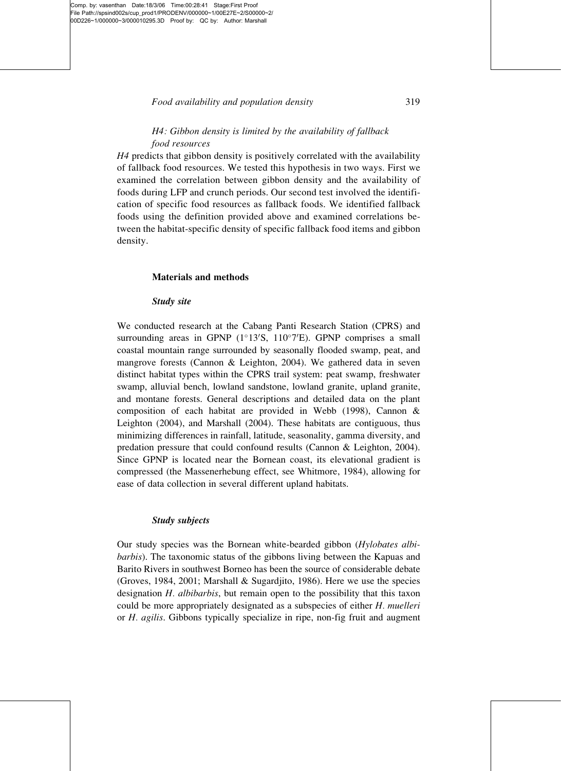*H4: Gibbon density is limited by the availability of fallback food resources*

*H4* predicts that gibbon density is positively correlated with the availability of fallback food resources. We tested this hypothesis in two ways. First we examined the correlation between gibbon density and the availability of foods during LFP and crunch periods. Our second test involved the identification of specific food resources as fallback foods. We identified fallback foods using the definition provided above and examined correlations between the habitat-specific density of specific fallback food items and gibbon density.

## Materials and methods

### *Study site*

We conducted research at the Cabang Panti Research Station (CPRS) and surrounding areas in GPNP (1°13′S, 110°7′E). GPNP comprises a small coastal mountain range surrounded by seasonally flooded swamp, peat, and mangrove forests (Cannon & Leighton, 2004). We gathered data in seven distinct habitat types within the CPRS trail system: peat swamp, freshwater swamp, alluvial bench, lowland sandstone, lowland granite, upland granite, and montane forests. General descriptions and detailed data on the plant composition of each habitat are provided in Webb (1998), Cannon & Leighton (2004), and Marshall (2004). These habitats are contiguous, thus minimizing differences in rainfall, latitude, seasonality, gamma diversity, and predation pressure that could confound results (Cannon & Leighton, 2004). Since GPNP is located near the Bornean coast, its elevational gradient is compressed (the Massenerhebung effect, see Whitmore, 1984), allowing for ease of data collection in several different upland habitats.

### *Study subjects*

Our study species was the Bornean white-bearded gibbon (*Hylobates albibarbis*). The taxonomic status of the gibbons living between the Kapuas and Barito Rivers in southwest Borneo has been the source of considerable debate (Groves, 1984, 2001; Marshall & Sugardjito, 1986). Here we use the species designation *H. albibarbis*, but remain open to the possibility that this taxon could be more appropriately designated as a subspecies of either *H. muelleri* or *H. agilis*. Gibbons typically specialize in ripe, non-fig fruit and augment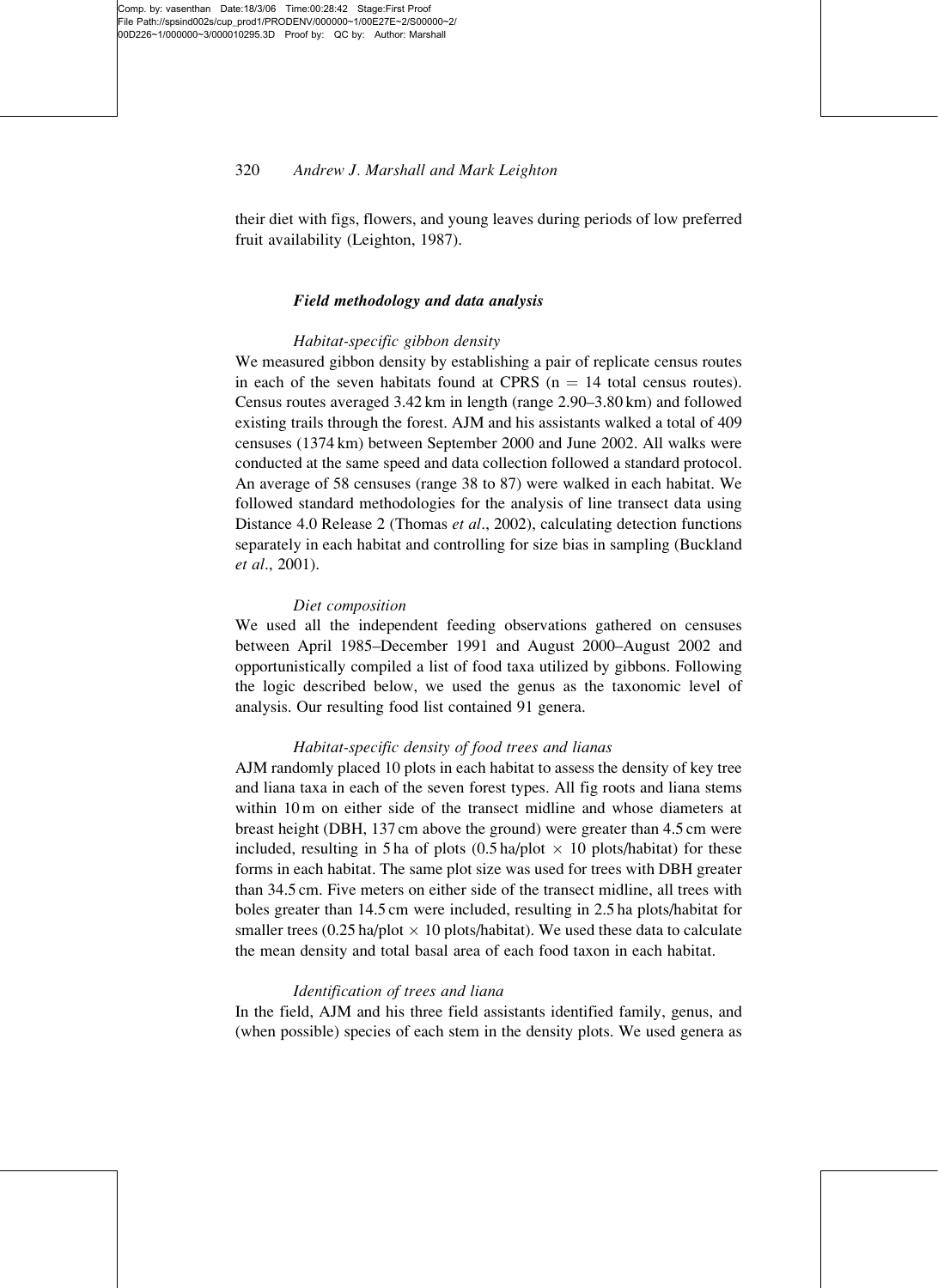their diet with figs, flowers, and young leaves during periods of low preferred fruit availability (Leighton, 1987).

## *Field methodology and data analysis*

### *Habitat-specific gibbon density*

We measured gibbon density by establishing a pair of replicate census routes in each of the seven habitats found at CPRS ($n = 14$ total census routes). Census routes averaged 3.42 km in length (range 2.90–3.80 km) and followed existing trails through the forest. AJM and his assistants walked a total of 409 censuses (1374 km) between September 2000 and June 2002. All walks were conducted at the same speed and data collection followed a standard protocol. An average of 58 censuses (range 38 to 87) were walked in each habitat. We followed standard methodologies for the analysis of line transect data using Distance 4.0 Release 2 (Thomas *et al*., 2002), calculating detection functions separately in each habitat and controlling for size bias in sampling (Buckland *et al*., 2001).

### *Diet composition*

We used all the independent feeding observations gathered on censuses between April 1985–December 1991 and August 2000–August 2002 and opportunistically compiled a list of food taxa utilized by gibbons. Following the logic described below, we used the genus as the taxonomic level of analysis. Our resulting food list contained 91 genera.

### *Habitat-specific density of food trees and lianas*

AJM randomly placed 10 plots in each habitat to assess the density of key tree and liana taxa in each of the seven forest types. All fig roots and liana stems within 10 m on either side of the transect midline and whose diameters at breast height (DBH, 137 cm above the ground) were greater than 4.5 cm were included, resulting in 5 ha of plots (0.5 ha/plot $\times$ 10 plots/habitat) for these forms in each habitat. The same plot size was used for trees with DBH greater than 34.5 cm. Five meters on either side of the transect midline, all trees with boles greater than 14.5 cm were included, resulting in 2.5 ha plots/habitat for smaller trees (0.25 ha/plot $\times$ 10 plots/habitat). We used these data to calculate the mean density and total basal area of each food taxon in each habitat.

### *Identification of trees and liana*

In the field, AJM and his three field assistants identified family, genus, and (when possible) species of each stem in the density plots. We used genera as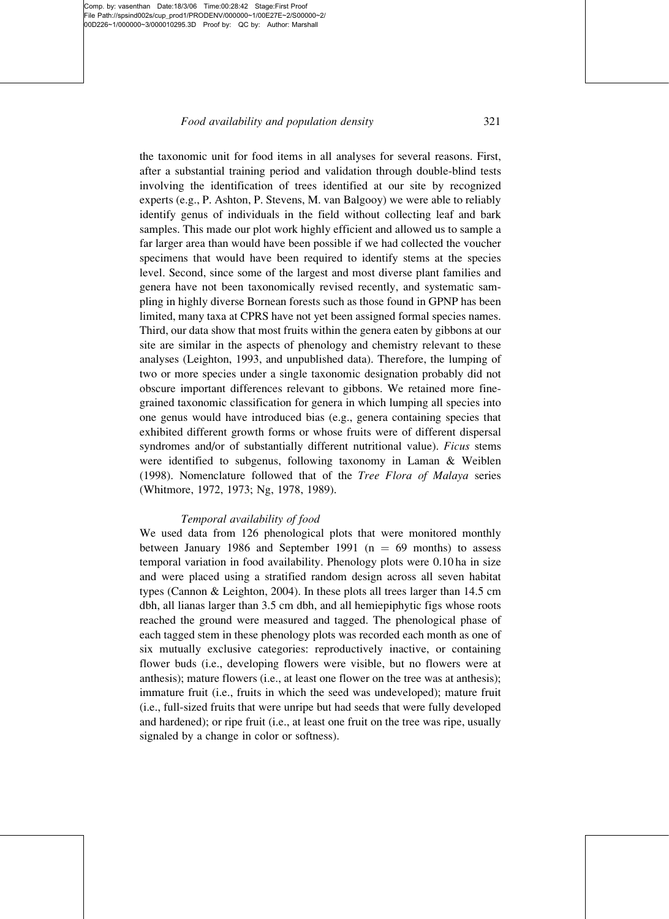the taxonomic unit for food items in all analyses for several reasons. First, after a substantial training period and validation through double-blind tests involving the identification of trees identified at our site by recognized experts (e.g., P. Ashton, P. Stevens, M. van Balgooy) we were able to reliably identify genus of individuals in the field without collecting leaf and bark samples. This made our plot work highly efficient and allowed us to sample a far larger area than would have been possible if we had collected the voucher specimens that would have been required to identify stems at the species level. Second, since some of the largest and most diverse plant families and genera have not been taxonomically revised recently, and systematic sampling in highly diverse Bornean forests such as those found in GPNP has been limited, many taxa at CPRS have not yet been assigned formal species names. Third, our data show that most fruits within the genera eaten by gibbons at our site are similar in the aspects of phenology and chemistry relevant to these analyses (Leighton, 1993, and unpublished data). Therefore, the lumping of two or more species under a single taxonomic designation probably did not obscure important differences relevant to gibbons. We retained more fine-grained taxonomic classification for genera in which lumping all species into one genus would have introduced bias (e.g., genera containing species that exhibited different growth forms or whose fruits were of different dispersal syndromes and/or of substantially different nutritional value). *Ficus* stems were identified to subgenus, following taxonomy in Laman & Weiblen (1998). Nomenclature followed that of the *Tree Flora of Malaya* series (Whitmore, 1972, 1973; Ng, 1978, 1989).

### *Temporal availability of food*

We used data from 126 phenological plots that were monitored monthly between January 1986 and September 1991 ($n = 69$ months) to assess temporal variation in food availability. Phenology plots were 0.10 ha in size and were placed using a stratified random design across all seven habitat types (Cannon & Leighton, 2004). In these plots all trees larger than 14.5 cm dbh, all lianas larger than 3.5 cm dbh, and all hemiepiphytic figs whose roots reached the ground were measured and tagged. The phenological phase of each tagged stem in these phenology plots was recorded each month as one of six mutually exclusive categories: reproductively inactive, or containing flower buds (i.e., developing flowers were visible, but no flowers were at anthesis); mature flowers (i.e., at least one flower on the tree was at anthesis); immature fruit (i.e., fruits in which the seed was undeveloped); mature fruit (i.e., full-sized fruits that were unripe but had seeds that were fully developed and hardened); or ripe fruit (i.e., at least one fruit on the tree was ripe, usually signaled by a change in color or softness).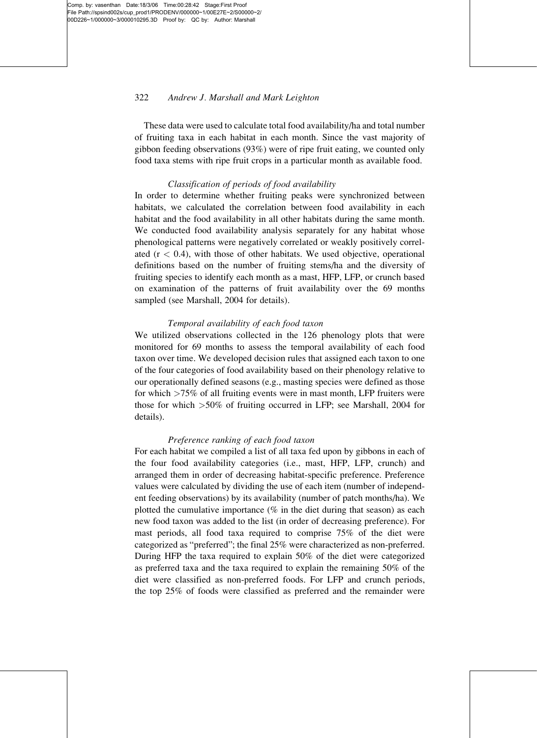These data were used to calculate total food availability/ha and total number of fruiting taxa in each habitat in each month. Since the vast majority of gibbon feeding observations (93%) were of ripe fruit eating, we counted only food taxa stems with ripe fruit crops in a particular month as available food.

*Classification of periods of food availability*

In order to determine whether fruiting peaks were synchronized between habitats, we calculated the correlation between food availability in each habitat and the food availability in all other habitats during the same month. We conducted food availability analysis separately for any habitat whose phenological patterns were negatively correlated or weakly positively correlated ($r < 0.4$), with those of other habitats. We used objective, operational definitions based on the number of fruiting stems/ha and the diversity of fruiting species to identify each month as a mast, HFP, LFP, or crunch based on examination of the patterns of fruit availability over the 69 months sampled (see Marshall, 2004 for details).

*Temporal availability of each food taxon*

We utilized observations collected in the 126 phenology plots that were monitored for 69 months to assess the temporal availability of each food taxon over time. We developed decision rules that assigned each taxon to one of the four categories of food availability based on their phenology relative to our operationally defined seasons (e.g., masting species were defined as those for which >75% of all fruiting events were in mast month, LFP fruiters were those for which >50% of fruiting occurred in LFP; see Marshall, 2004 for details).

*Preference ranking of each food taxon*

For each habitat we compiled a list of all taxa fed upon by gibbons in each of the four food availability categories (i.e., mast, HFP, LFP, crunch) and arranged them in order of decreasing habitat-specific preference. Preference values were calculated by dividing the use of each item (number of independent feeding observations) by its availability (number of patch months/ha). We plotted the cumulative importance (% in the diet during that season) as each new food taxon was added to the list (in order of decreasing preference). For mast periods, all food taxa required to comprise 75% of the diet were categorized as "preferred"; the final 25% were characterized as non-preferred. During HFP the taxa required to explain 50% of the diet were categorized as preferred taxa and the taxa required to explain the remaining 50% of the diet were classified as non-preferred foods. For LFP and crunch periods, the top 25% of foods were classified as preferred and the remainder were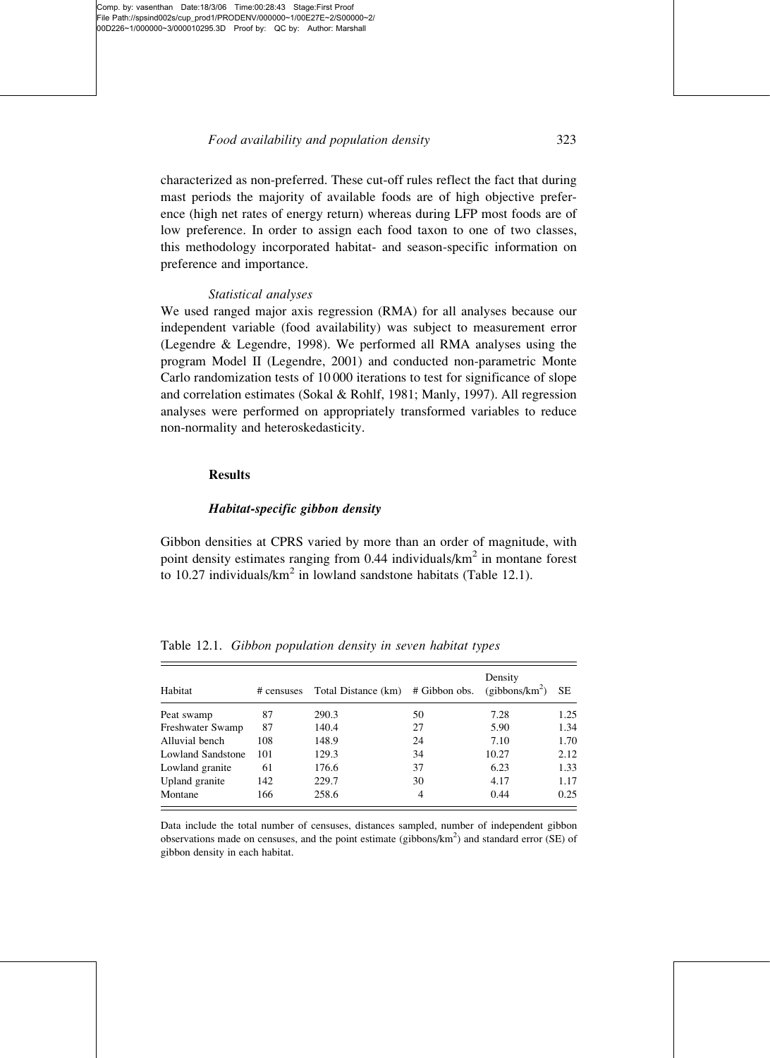characterized as non-preferred. These cut-off rules reflect the fact that during mast periods the majority of available foods are of high objective preference (high net rates of energy return) whereas during LFP most foods are of low preference. In order to assign each food taxon to one of two classes, this methodology incorporated habitat- and season-specific information on preference and importance.

*Statistical analyses*

We used ranged major axis regression (RMA) for all analyses because our independent variable (food availability) was subject to measurement error (Legendre & Legendre, 1998). We performed all RMA analyses using the program Model II (Legendre, 2001) and conducted non-parametric Monte Carlo randomization tests of 10 000 iterations to test for significance of slope and correlation estimates (Sokal & Rohlf, 1981; Manly, 1997). All regression analyses were performed on appropriately transformed variables to reduce non-normality and heteroskedasticity.

## Results

### *Habitat-specific gibbon density*

Gibbon densities at CPRS varied by more than an order of magnitude, with point density estimates ranging from 0.44 individuals/km$^2$ in montane forest to 10.27 individuals/km$^2$ in lowland sandstone habitats (Table 12.1).

Table 12.1. *Gibbon population density in seven habitat types*

| Habitat | # censuses | Total Distance (km) | # Gibbon obs. | Density (gibbons/km$^2$) | SE |
|---|---|---|---|---|---|
| Peat swamp | 87 | 290.3 | 50 | 7.28 | 1.25 |
| Freshwater Swamp | 87 | 140.4 | 27 | 5.90 | 1.34 |
| Alluvial bench | 108 | 148.9 | 24 | 7.10 | 1.70 |
| Lowland Sandstone | 101 | 129.3 | 34 | 10.27 | 2.12 |
| Lowland granite | 61 | 176.6 | 37 | 6.23 | 1.33 |
| Upland granite | 142 | 229.7 | 30 | 4.17 | 1.17 |
| Montane | 166 | 258.6 | 4 | 0.44 | 0.25 |

Data include the total number of censuses, distances sampled, number of independent gibbon observations made on censuses, and the point estimate (gibbons/km$^2$) and standard error (SE) of gibbon density in each habitat.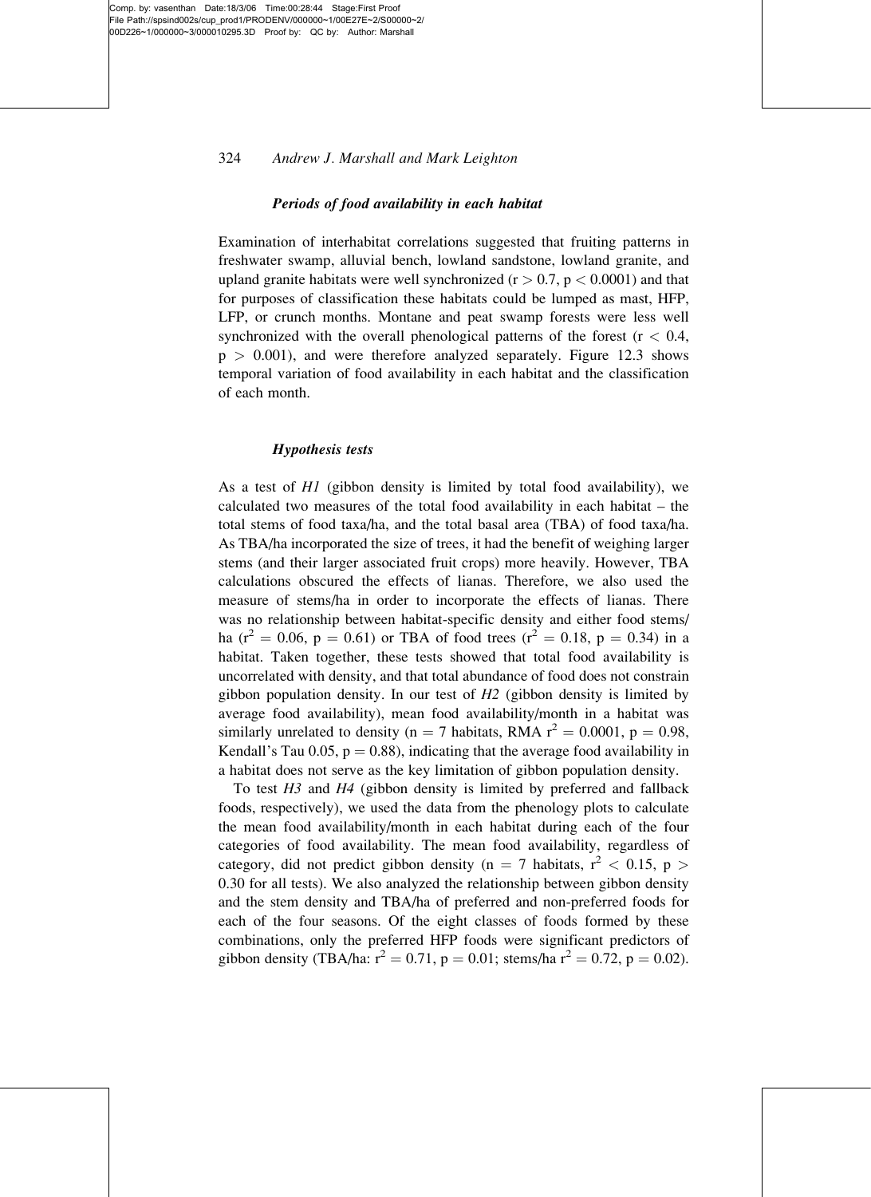### *Periods of food availability in each habitat*

Examination of interhabitat correlations suggested that fruiting patterns in freshwater swamp, alluvial bench, lowland sandstone, lowland granite, and upland granite habitats were well synchronized ($r > 0.7$, $p < 0.0001$) and that for purposes of classification these habitats could be lumped as mast, HFP, LFP, or crunch months. Montane and peat swamp forests were less well synchronized with the overall phenological patterns of the forest ($r < 0.4$, $p > 0.001$), and were therefore analyzed separately. Figure 12.3 shows temporal variation of food availability in each habitat and the classification of each month.

### *Hypothesis tests*

As a test of *H1* (gibbon density is limited by total food availability), we calculated two measures of the total food availability in each habitat – the total stems of food taxa/ha, and the total basal area (TBA) of food taxa/ha. As TBA/ha incorporated the size of trees, it had the benefit of weighing larger stems (and their larger associated fruit crops) more heavily. However, TBA calculations obscured the effects of lianas. Therefore, we also used the measure of stems/ha in order to incorporate the effects of lianas. There was no relationship between habitat-specific density and either food stems/ha ($r^2 = 0.06$, $p = 0.61$) or TBA of food trees ($r^2 = 0.18$, $p = 0.34$) in a habitat. Taken together, these tests showed that total food availability is uncorrelated with density, and that total abundance of food does not constrain gibbon population density. In our test of *H2* (gibbon density is limited by average food availability), mean food availability/month in a habitat was similarly unrelated to density ($n = 7$ habitats, RMA $r^2 = 0.0001$, $p = 0.98$, Kendall's Tau 0.05, $p = 0.88$), indicating that the average food availability in a habitat does not serve as the key limitation of gibbon population density.

To test *H3* and *H4* (gibbon density is limited by preferred and fallback foods, respectively), we used the data from the phenology plots to calculate the mean food availability/month in each habitat during each of the four categories of food availability. The mean food availability, regardless of category, did not predict gibbon density ($n = 7$ habitats, $r^2 < 0.15$, $p > 0.30$ for all tests). We also analyzed the relationship between gibbon density and the stem density and TBA/ha of preferred and non-preferred foods for each of the four seasons. Of the eight classes of foods formed by these combinations, only the preferred HFP foods were significant predictors of gibbon density (TBA/ha: $r^2 = 0.71$, $p = 0.01$; stems/ha $r^2 = 0.72$, $p = 0.02$).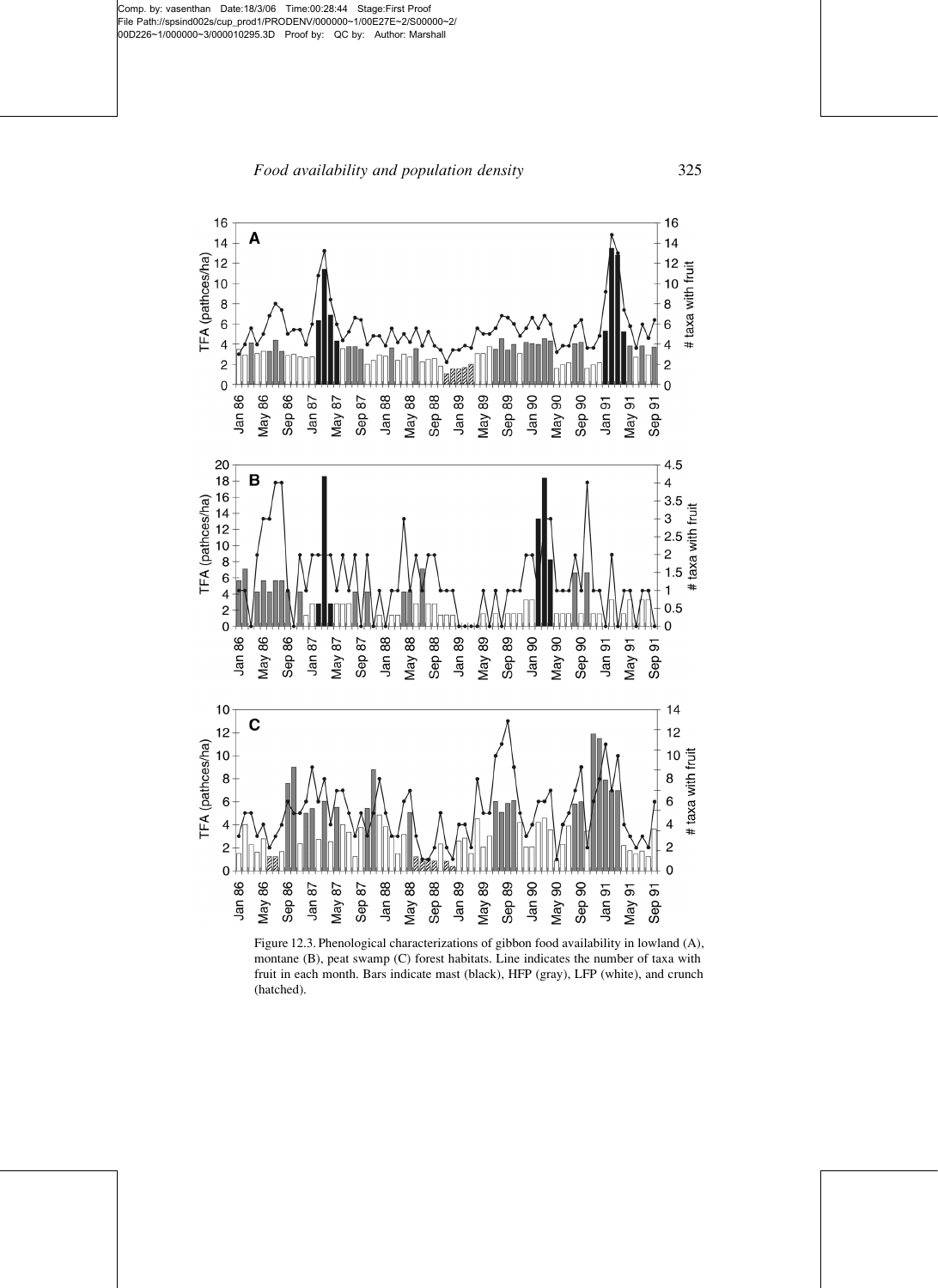Figure 12.3. Phenological characterizations of gibbon food availability in lowland (A), montane (B), peat swamp (C) forest habitats. Line indicates the number of taxa with fruit in each month. Bars indicate mast (black), HFP (gray), LFP (white), and crunch (hatched).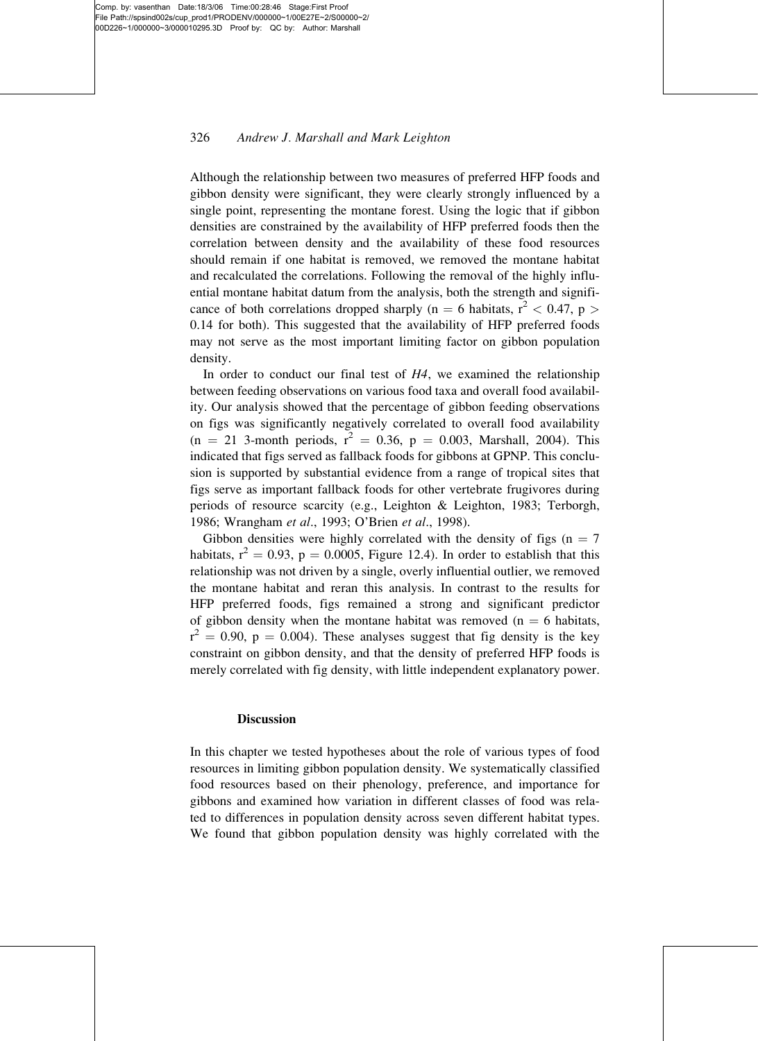Although the relationship between two measures of preferred HFP foods and gibbon density were significant, they were clearly strongly influenced by a single point, representing the montane forest. Using the logic that if gibbon densities are constrained by the availability of HFP preferred foods then the correlation between density and the availability of these food resources should remain if one habitat is removed, we removed the montane habitat and recalculated the correlations. Following the removal of the highly influential montane habitat datum from the analysis, both the strength and significance of both correlations dropped sharply ($n = 6$ habitats, $r^2 < 0.47$, $p > 0.14$ for both). This suggested that the availability of HFP preferred foods may not serve as the most important limiting factor on gibbon population density.

In order to conduct our final test of *H4*, we examined the relationship between feeding observations on various food taxa and overall food availability. Our analysis showed that the percentage of gibbon feeding observations on figs was significantly negatively correlated to overall food availability ($n = 21$ 3-month periods, $r^2 = 0.36$, $p = 0.003$, Marshall, 2004). This indicated that figs served as fallback foods for gibbons at GPNP. This conclusion is supported by substantial evidence from a range of tropical sites that figs serve as important fallback foods for other vertebrate frugivores during periods of resource scarcity (e.g., Leighton & Leighton, 1983; Terborgh, 1986; Wrangham *et al*., 1993; O'Brien *et al*., 1998).

Gibbon densities were highly correlated with the density of figs ($n = 7$ habitats, $r^2 = 0.93$, $p = 0.0005$, Figure 12.4). In order to establish that this relationship was not driven by a single, overly influential outlier, we removed the montane habitat and reran this analysis. In contrast to the results for HFP preferred foods, figs remained a strong and significant predictor of gibbon density when the montane habitat was removed ($n = 6$ habitats, $r^2 = 0.90$, $p = 0.004$). These analyses suggest that fig density is the key constraint on gibbon density, and that the density of preferred HFP foods is merely correlated with fig density, with little independent explanatory power.

## Discussion

In this chapter we tested hypotheses about the role of various types of food resources in limiting gibbon population density. We systematically classified food resources based on their phenology, preference, and importance for gibbons and examined how variation in different classes of food was related to differences in population density across seven different habitat types. We found that gibbon population density was highly correlated with the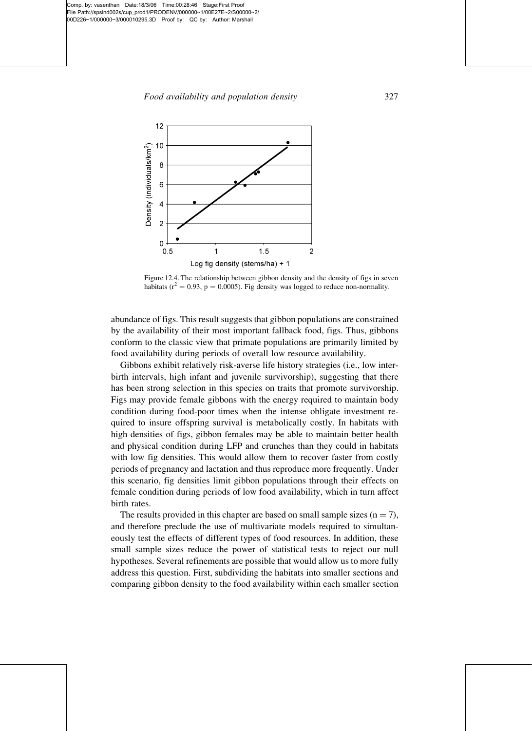Figure 12.4. The relationship between gibbon density and the density of figs in seven habitats ($r^2 = 0.93$, $p = 0.0005$). Fig density was logged to reduce non-normality.

abundance of figs. This result suggests that gibbon populations are constrained by the availability of their most important fallback food, figs. Thus, gibbons conform to the classic view that primate populations are primarily limited by food availability during periods of overall low resource availability.

Gibbons exhibit relatively risk-averse life history strategies (i.e., low inter-birth intervals, high infant and juvenile survivorship), suggesting that there has been strong selection in this species on traits that promote survivorship. Figs may provide female gibbons with the energy required to maintain body condition during food-poor times when the intense obligate investment required to insure offspring survival is metabolically costly. In habitats with high densities of figs, gibbon females may be able to maintain better health and physical condition during LFP and crunches than they could in habitats with low fig densities. This would allow them to recover faster from costly periods of pregnancy and lactation and thus reproduce more frequently. Under this scenario, fig densities limit gibbon populations through their effects on female condition during periods of low food availability, which in turn affect birth rates.

The results provided in this chapter are based on small sample sizes ($n = 7$), and therefore preclude the use of multivariate models required to simultaneously test the effects of different types of food resources. In addition, these small sample sizes reduce the power of statistical tests to reject our null hypotheses. Several refinements are possible that would allow us to more fully address this question. First, subdividing the habitats into smaller sections and comparing gibbon density to the food availability within each smaller section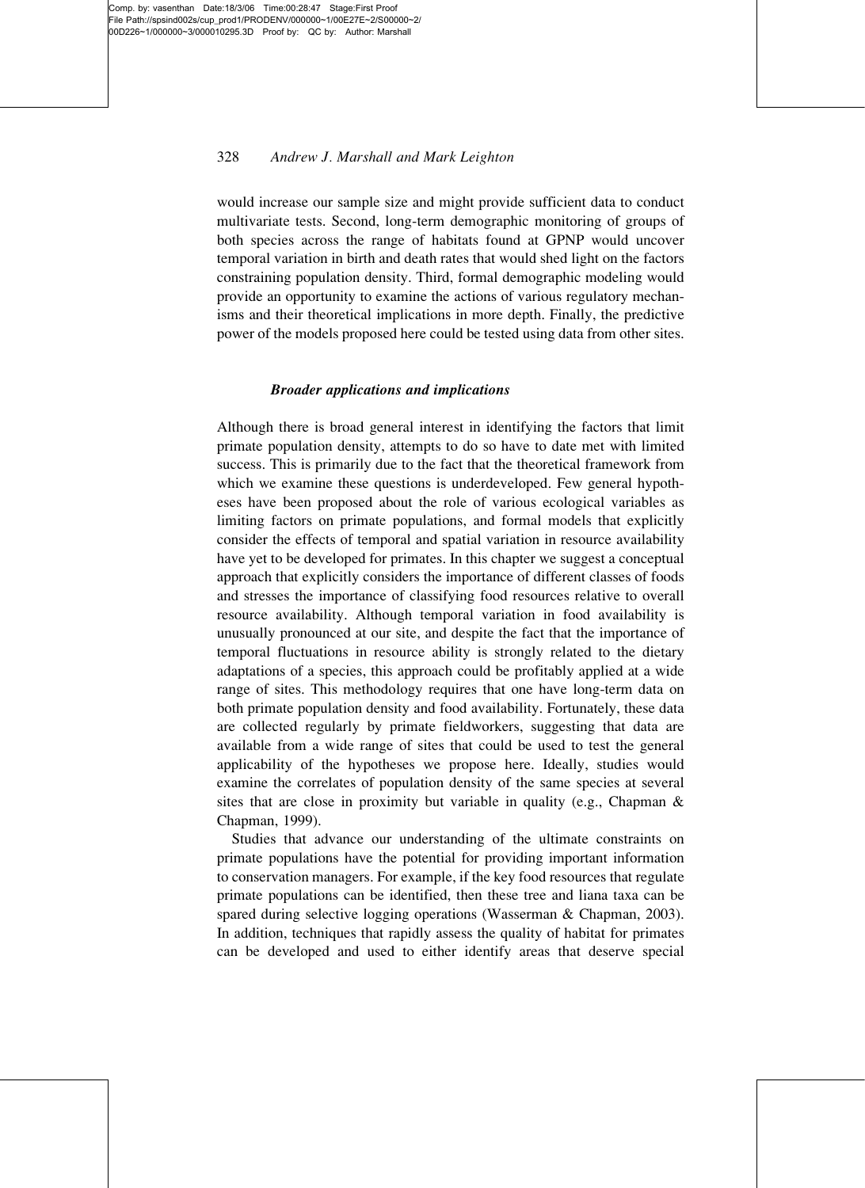would increase our sample size and might provide sufficient data to conduct multivariate tests. Second, long-term demographic monitoring of groups of both species across the range of habitats found at GPNP would uncover temporal variation in birth and death rates that would shed light on the factors constraining population density. Third, formal demographic modeling would provide an opportunity to examine the actions of various regulatory mechanisms and their theoretical implications in more depth. Finally, the predictive power of the models proposed here could be tested using data from other sites.

### *Broader applications and implications*

Although there is broad general interest in identifying the factors that limit primate population density, attempts to do so have to date met with limited success. This is primarily due to the fact that the theoretical framework from which we examine these questions is underdeveloped. Few general hypotheses have been proposed about the role of various ecological variables as limiting factors on primate populations, and formal models that explicitly consider the effects of temporal and spatial variation in resource availability have yet to be developed for primates. In this chapter we suggest a conceptual approach that explicitly considers the importance of different classes of foods and stresses the importance of classifying food resources relative to overall resource availability. Although temporal variation in food availability is unusually pronounced at our site, and despite the fact that the importance of temporal fluctuations in resource ability is strongly related to the dietary adaptations of a species, this approach could be profitably applied at a wide range of sites. This methodology requires that one have long-term data on both primate population density and food availability. Fortunately, these data are collected regularly by primate fieldworkers, suggesting that data are available from a wide range of sites that could be used to test the general applicability of the hypotheses we propose here. Ideally, studies would examine the correlates of population density of the same species at several sites that are close in proximity but variable in quality (e.g., Chapman & Chapman, 1999).

Studies that advance our understanding of the ultimate constraints on primate populations have the potential for providing important information to conservation managers. For example, if the key food resources that regulate primate populations can be identified, then these tree and liana taxa can be spared during selective logging operations (Wasserman & Chapman, 2003). In addition, techniques that rapidly assess the quality of habitat for primates can be developed and used to either identify areas that deserve special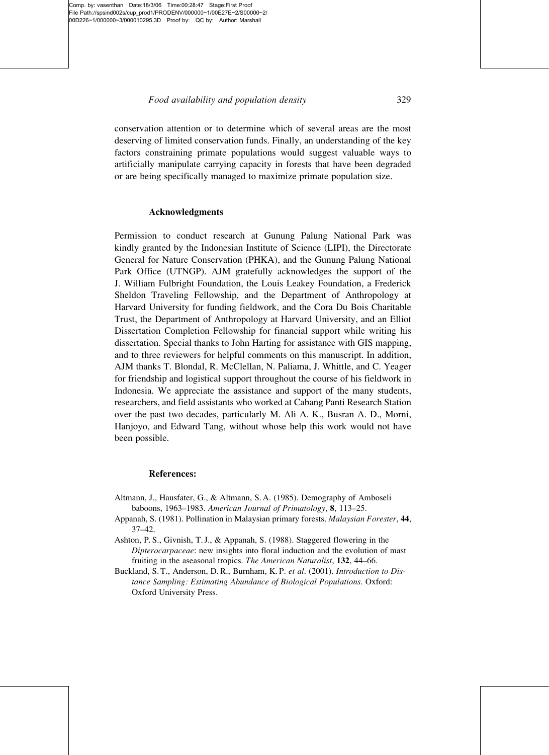conservation attention or to determine which of several areas are the most deserving of limited conservation funds. Finally, an understanding of the key factors constraining primate populations would suggest valuable ways to artificially manipulate carrying capacity in forests that have been degraded or are being specifically managed to maximize primate population size.

## Acknowledgments

Permission to conduct research at Gunung Palung National Park was kindly granted by the Indonesian Institute of Science (LIPI), the Directorate General for Nature Conservation (PHKA), and the Gunung Palung National Park Office (UTNGP). AJM gratefully acknowledges the support of the J. William Fulbright Foundation, the Louis Leakey Foundation, a Frederick Sheldon Traveling Fellowship, and the Department of Anthropology at Harvard University for funding fieldwork, and the Cora Du Bois Charitable Trust, the Department of Anthropology at Harvard University, and an Elliot Dissertation Completion Fellowship for financial support while writing his dissertation. Special thanks to John Harting for assistance with GIS mapping, and to three reviewers for helpful comments on this manuscript. In addition, AJM thanks T. Blondal, R. McClellan, N. Paliama, J. Whittle, and C. Yeager for friendship and logistical support throughout the course of his fieldwork in Indonesia. We appreciate the assistance and support of the many students, researchers, and field assistants who worked at Cabang Panti Research Station over the past two decades, particularly M. Ali A. K., Busran A. D., Morni, Hanjoyo, and Edward Tang, without whose help this work would not have been possible.

## References:

Altmann, J., Hausfater, G., & Altmann, S. A. (1985). Demography of Amboseli baboons, 1963–1983. *American Journal of Primatology*, **8**, 113–25.

Appanah, S. (1981). Pollination in Malaysian primary forests. *Malaysian Forester*, **44**, 37–42.

Ashton, P. S., Givnish, T. J., & Appanah, S. (1988). Staggered flowering in the *Dipterocarpaceae*: new insights into floral induction and the evolution of mast fruiting in the aseasonal tropics. *The American Naturalist*, **132**, 44–66.

Buckland, S. T., Anderson, D. R., Burnham, K. P. *et al.* (2001). *Introduction to Distance Sampling: Estimating Abundance of Biological Populations.* Oxford: Oxford University Press.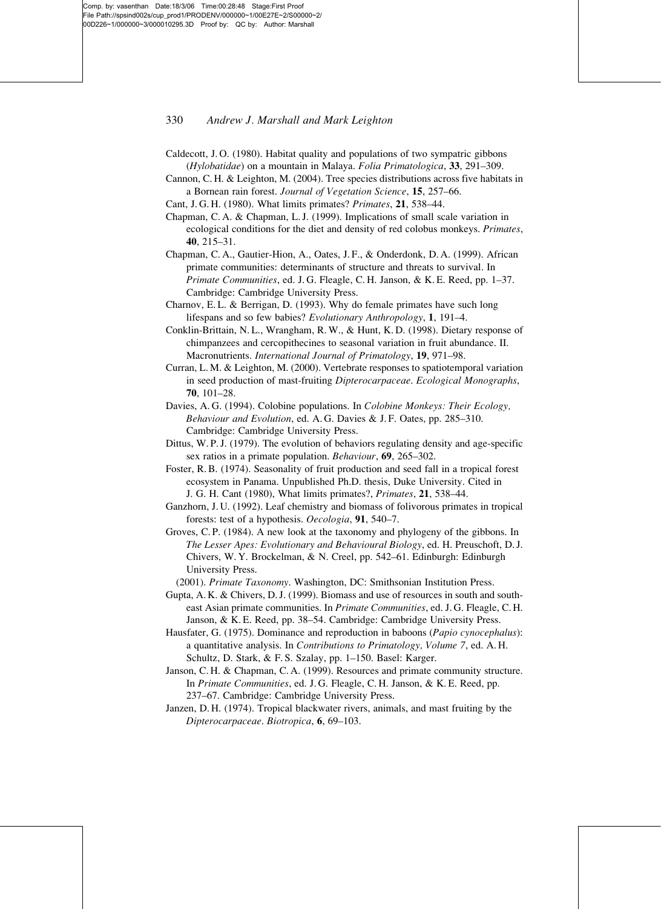Caldecott, J. O. (1980). Habitat quality and populations of two sympatric gibbons (*Hylobatidae*) on a mountain in Malaya. *Folia Primatologica*, **33**, 291–309.

Cannon, C. H. & Leighton, M. (2004). Tree species distributions across five habitats in a Bornean rain forest. *Journal of Vegetation Science*, **15**, 257–66.

Cant, J. G. H. (1980). What limits primates? *Primates*, **21**, 538–44.

Chapman, C. A. & Chapman, L. J. (1999). Implications of small scale variation in ecological conditions for the diet and density of red colobus monkeys. *Primates*, **40**, 215–31.

Chapman, C. A., Gautier-Hion, A., Oates, J. F., & Onderdonk, D. A. (1999). African primate communities: determinants of structure and threats to survival. In *Primate Communities*, ed. J. G. Fleagle, C. H. Janson, & K. E. Reed, pp. 1–37. Cambridge: Cambridge University Press.

Charnov, E. L. & Berrigan, D. (1993). Why do female primates have such long lifespans and so few babies? *Evolutionary Anthropology*, **1**, 191–4.

Conklin-Brittain, N. L., Wrangham, R. W., & Hunt, K. D. (1998). Dietary response of chimpanzees and cercopithecines to seasonal variation in fruit abundance. II. Macronutrients. *International Journal of Primatology*, **19**, 971–98.

Curran, L. M. & Leighton, M. (2000). Vertebrate responses to spatiotemporal variation in seed production of mast-fruiting *Dipterocarpaceae*. *Ecological Monographs*, **70**, 101–28.

Davies, A. G. (1994). Colobine populations. In *Colobine Monkeys: Their Ecology, Behaviour and Evolution*, ed. A. G. Davies & J. F. Oates, pp. 285–310. Cambridge: Cambridge University Press.

Dittus, W. P. J. (1979). The evolution of behaviors regulating density and age-specific sex ratios in a primate population. *Behaviour*, **69**, 265–302.

Foster, R. B. (1974). Seasonality of fruit production and seed fall in a tropical forest ecosystem in Panama. Unpublished Ph.D. thesis, Duke University. Cited in J. G. H. Cant (1980), What limits primates?, *Primates*, **21**, 538–44.

Ganzhorn, J. U. (1992). Leaf chemistry and biomass of folivorous primates in tropical forests: test of a hypothesis. *Oecologia*, **91**, 540–7.

Groves, C. P. (1984). A new look at the taxonomy and phylogeny of the gibbons. In *The Lesser Apes: Evolutionary and Behavioural Biology*, ed. H. Preuschoft, D. J. Chivers, W. Y. Brockelman, & N. Creel, pp. 542–61. Edinburgh: Edinburgh University Press.

(2001). *Primate Taxonomy*. Washington, DC: Smithsonian Institution Press.

Gupta, A. K. & Chivers, D. J. (1999). Biomass and use of resources in south and south-east Asian primate communities. In *Primate Communities*, ed. J. G. Fleagle, C. H. Janson, & K. E. Reed, pp. 38–54. Cambridge: Cambridge University Press.

Hausfater, G. (1975). Dominance and reproduction in baboons (*Papio cynocephalus*): a quantitative analysis. In *Contributions to Primatology, Volume 7*, ed. A. H. Schultz, D. Stark, & F. S. Szalay, pp. 1–150. Basel: Karger.

Janson, C. H. & Chapman, C. A. (1999). Resources and primate community structure. In *Primate Communities*, ed. J. G. Fleagle, C. H. Janson, & K. E. Reed, pp. 237–67. Cambridge: Cambridge University Press.

Janzen, D. H. (1974). Tropical blackwater rivers, animals, and mast fruiting by the *Dipterocarpaceae*. *Biotropica*, **6**, 69–103.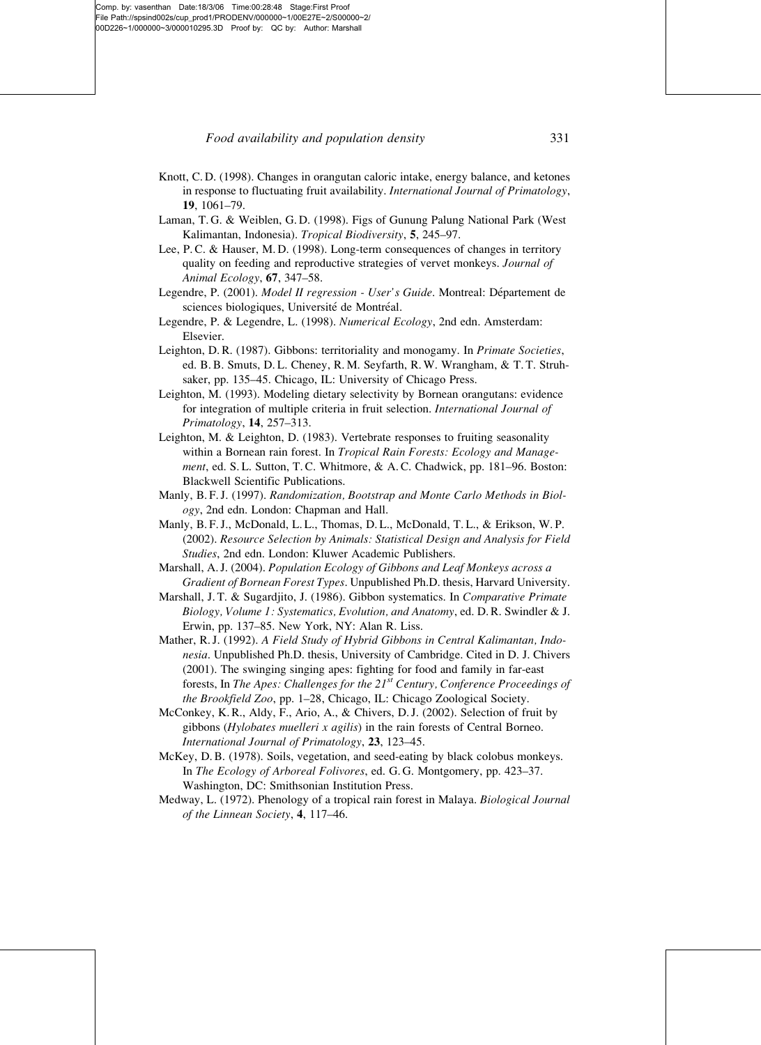Knott, C. D. (1998). Changes in orangutan caloric intake, energy balance, and ketones in response to fluctuating fruit availability. *International Journal of Primatology*, **19**, 1061–79.

Laman, T. G. & Weiblen, G. D. (1998). Figs of Gunung Palung National Park (West Kalimantan, Indonesia). *Tropical Biodiversity*, **5**, 245–97.

Lee, P. C. & Hauser, M. D. (1998). Long-term consequences of changes in territory quality on feeding and reproductive strategies of vervet monkeys. *Journal of Animal Ecology*, **67**, 347–58.

Legendre, P. (2001). *Model II regression - User's Guide*. Montreal: Département de sciences biologiques, Université de Montréal.

Legendre, P. & Legendre, L. (1998). *Numerical Ecology*, 2nd edn. Amsterdam: Elsevier.

Leighton, D. R. (1987). Gibbons: territoriality and monogamy. In *Primate Societies*, ed. B. B. Smuts, D. L. Cheney, R. M. Seyfarth, R. W. Wrangham, & T. T. Struhsaker, pp. 135–45. Chicago, IL: University of Chicago Press.

Leighton, M. (1993). Modeling dietary selectivity by Bornean orangutans: evidence for integration of multiple criteria in fruit selection. *International Journal of Primatology*, **14**, 257–313.

Leighton, M. & Leighton, D. (1983). Vertebrate responses to fruiting seasonality within a Bornean rain forest. In *Tropical Rain Forests: Ecology and Management*, ed. S. L. Sutton, T. C. Whitmore, & A. C. Chadwick, pp. 181–96. Boston: Blackwell Scientific Publications.

Manly, B. F. J. (1997). *Randomization, Bootstrap and Monte Carlo Methods in Biology*, 2nd edn. London: Chapman and Hall.

Manly, B. F. J., McDonald, L. L., Thomas, D. L., McDonald, T. L., & Erikson, W. P. (2002). *Resource Selection by Animals: Statistical Design and Analysis for Field Studies*, 2nd edn. London: Kluwer Academic Publishers.

Marshall, A. J. (2004). *Population Ecology of Gibbons and Leaf Monkeys across a Gradient of Bornean Forest Types*. Unpublished Ph.D. thesis, Harvard University.

Marshall, J. T. & Sugardjito, J. (1986). Gibbon systematics. In *Comparative Primate Biology, Volume 1: Systematics, Evolution, and Anatomy*, ed. D. R. Swindler & J. Erwin, pp. 137–85. New York, NY: Alan R. Liss.

Mather, R. J. (1992). *A Field Study of Hybrid Gibbons in Central Kalimantan, Indonesia*. Unpublished Ph.D. thesis, University of Cambridge. Cited in D. J. Chivers (2001). The swinging singing apes: fighting for food and family in far-east forests, In *The Apes: Challenges for the 21st Century, Conference Proceedings of the Brookfield Zoo*, pp. 1–28, Chicago, IL: Chicago Zoological Society.

McConkey, K. R., Aldy, F., Ario, A., & Chivers, D. J. (2002). Selection of fruit by gibbons (*Hylobates muelleri x agilis*) in the rain forests of Central Borneo. *International Journal of Primatology*, **23**, 123–45.

McKey, D. B. (1978). Soils, vegetation, and seed-eating by black colobus monkeys. In *The Ecology of Arboreal Folivores*, ed. G. G. Montgomery, pp. 423–37. Washington, DC: Smithsonian Institution Press.

Medway, L. (1972). Phenology of a tropical rain forest in Malaya. *Biological Journal of the Linnean Society*, **4**, 117–46.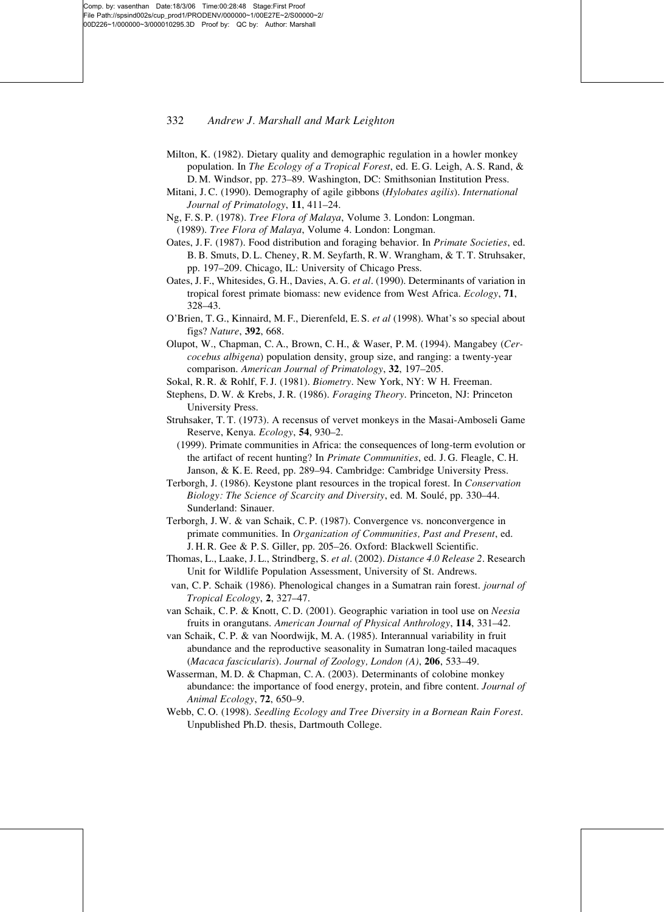Milton, K. (1982). Dietary quality and demographic regulation in a howler monkey population. In *The Ecology of a Tropical Forest*, ed. E. G. Leigh, A. S. Rand, & D. M. Windsor, pp. 273–89. Washington, DC: Smithsonian Institution Press.

Mitani, J. C. (1990). Demography of agile gibbons (*Hylobates agilis*). *International Journal of Primatology*, **11**, 411–24.

Ng, F. S. P. (1978). *Tree Flora of Malaya*, Volume 3. London: Longman.
 (1989). *Tree Flora of Malaya*, Volume 4. London: Longman.

Oates, J. F. (1987). Food distribution and foraging behavior. In *Primate Societies*, ed. B. B. Smuts, D. L. Cheney, R. M. Seyfarth, R. W. Wrangham, & T. T. Struhsaker, pp. 197–209. Chicago, IL: University of Chicago Press.

Oates, J. F., Whitesides, G. H., Davies, A. G. *et al*. (1990). Determinants of variation in tropical forest primate biomass: new evidence from West Africa. *Ecology*, **71**, 328–43.

O'Brien, T. G., Kinnaird, M. F., Dierenfeld, E. S. *et al* (1998). What's so special about figs? *Nature*, **392**, 668.

Olupot, W., Chapman, C. A., Brown, C. H., & Waser, P. M. (1994). Mangabey (*Cercocebus albigena*) population density, group size, and ranging: a twenty-year comparison. *American Journal of Primatology*, **32**, 197–205.

Sokal, R. R. & Rohlf, F. J. (1981). *Biometry*. New York, NY: W H. Freeman.

Stephens, D. W. & Krebs, J. R. (1986). *Foraging Theory*. Princeton, NJ: Princeton University Press.

Struhsaker, T. T. (1973). A recensus of vervet monkeys in the Masai-Amboseli Game Reserve, Kenya. *Ecology*, **54**, 930–2.
 (1999). Primate communities in Africa: the consequences of long-term evolution or the artifact of recent hunting? In *Primate Communities*, ed. J. G. Fleagle, C. H. Janson, & K. E. Reed, pp. 289–94. Cambridge: Cambridge University Press.

Terborgh, J. (1986). Keystone plant resources in the tropical forest. In *Conservation Biology: The Science of Scarcity and Diversity*, ed. M. Soulé, pp. 330–44. Sunderland: Sinauer.

Terborgh, J. W. & van Schaik, C. P. (1987). Convergence vs. nonconvergence in primate communities. In *Organization of Communities, Past and Present*, ed. J. H. R. Gee & P. S. Giller, pp. 205–26. Oxford: Blackwell Scientific.

Thomas, L., Laake, J. L., Strindberg, S. *et al*. (2002). *Distance 4.0 Release 2*. Research Unit for Wildlife Population Assessment, University of St. Andrews.

van, C. P. Schaik (1986). Phenological changes in a Sumatran rain forest. *journal of Tropical Ecology*, **2**, 327–47.

van Schaik, C. P. & Knott, C. D. (2001). Geographic variation in tool use on *Neesia* fruits in orangutans. *American Journal of Physical Anthrology*, **114**, 331–42.

van Schaik, C. P. & van Noordwijk, M. A. (1985). Interannual variability in fruit abundance and the reproductive seasonality in Sumatran long-tailed macaques (*Macaca fascicularis*). *Journal of Zoology, London (A)*, **206**, 533–49.

Wasserman, M. D. & Chapman, C. A. (2003). Determinants of colobine monkey abundance: the importance of food energy, protein, and fibre content. *Journal of Animal Ecology*, **72**, 650–9.

Webb, C. O. (1998). *Seedling Ecology and Tree Diversity in a Bornean Rain Forest*. Unpublished Ph.D. thesis, Dartmouth College.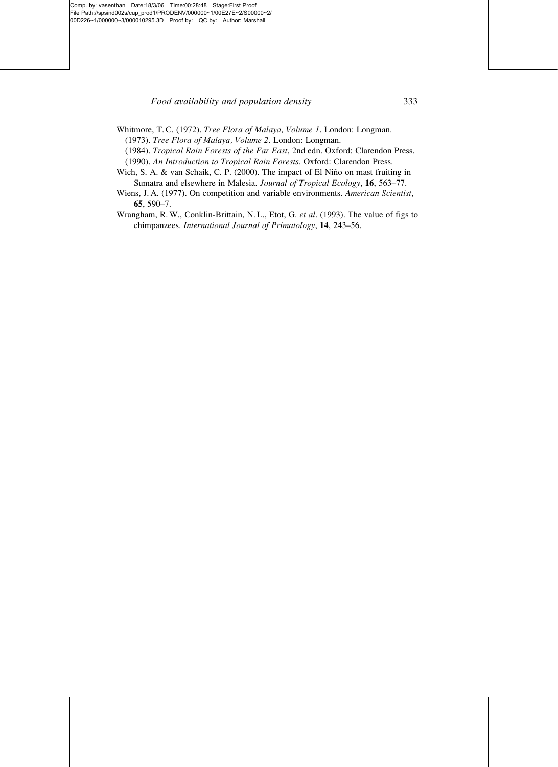Whitmore, T. C. (1972). *Tree Flora of Malaya, Volume 1*. London: Longman.
  (1973). *Tree Flora of Malaya, Volume 2*. London: Longman.
  (1984). *Tropical Rain Forests of the Far East*, 2nd edn. Oxford: Clarendon Press.
  (1990). *An Introduction to Tropical Rain Forests*. Oxford: Clarendon Press.

Wich, S. A. & van Schaik, C. P. (2000). The impact of El Niño on mast fruiting in Sumatra and elsewhere in Malesia. *Journal of Tropical Ecology*, **16**, 563–77.

Wiens, J. A. (1977). On competition and variable environments. *American Scientist*, **65**, 590–7.

Wrangham, R. W., Conklin-Brittain, N. L., Etot, G. *et al*. (1993). The value of figs to chimpanzees. *International Journal of Primatology*, **14**, 243–56.